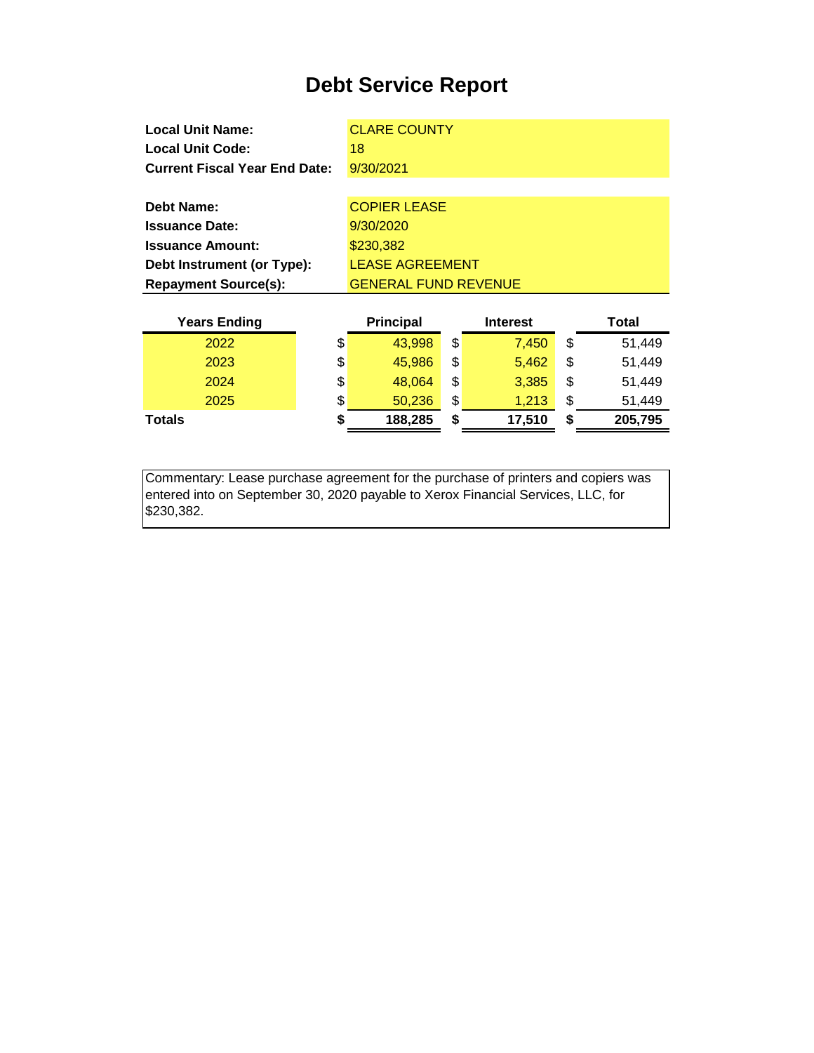# Debt Service Report

| | |
|---|---|
| **Local Unit Name:** | CLARE COUNTY |
| **Local Unit Code:** | 18 |
| **Current Fiscal Year End Date:** | 9/30/2021 |

| | |
|---|---|
| **Debt Name:** | COPIER LEASE |
| **Issuance Date:** | 9/30/2020 |
| **Issuance Amount:** | $230,382 |
| **Debt Instrument (or Type):** | LEASE AGREEMENT |
| **Repayment Source(s):** | GENERAL FUND REVENUE |

| Years Ending | Principal | Interest | Total |
|---|---|---|---|
| 2022 | $ 43,998 | $ 7,450 | $ 51,449 |
| 2023 | $ 45,986 | $ 5,462 | $ 51,449 |
| 2024 | $ 48,064 | $ 3,385 | $ 51,449 |
| 2025 | $ 50,236 | $ 1,213 | $ 51,449 |
| **Totals** | **$ 188,285** | **$ 17,510** | **$ 205,795** |

Commentary: Lease purchase agreement for the purchase of printers and copiers was entered into on September 30, 2020 payable to Xerox Financial Services, LLC, for $230,382.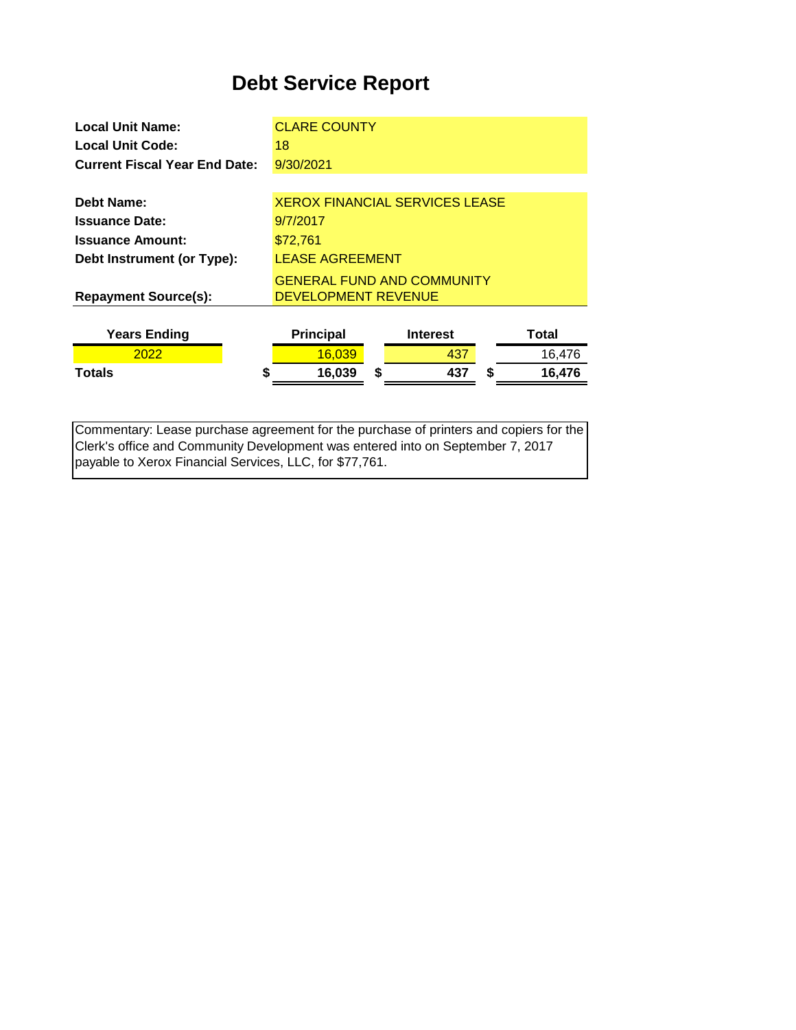# Debt Service Report

**Local Unit Name:** CLARE COUNTY
**Local Unit Code:** 18
**Current Fiscal Year End Date:** 9/30/2021

**Debt Name:** XEROX FINANCIAL SERVICES LEASE
**Issuance Date:** 9/7/2017
**Issuance Amount:** $72,761
**Debt Instrument (or Type):** LEASE AGREEMENT
**Repayment Source(s):** GENERAL FUND AND COMMUNITY DEVELOPMENT REVENUE

| Years Ending | Principal | Interest | Total |
|---|---|---|---|
| 2022 | 16,039 | 437 | 16,476 |
| **Totals** | **$ 16,039** | **$ 437** | **$ 16,476** |

Commentary: Lease purchase agreement for the purchase of printers and copiers for the Clerk's office and Community Development was entered into on September 7, 2017 payable to Xerox Financial Services, LLC, for $77,761.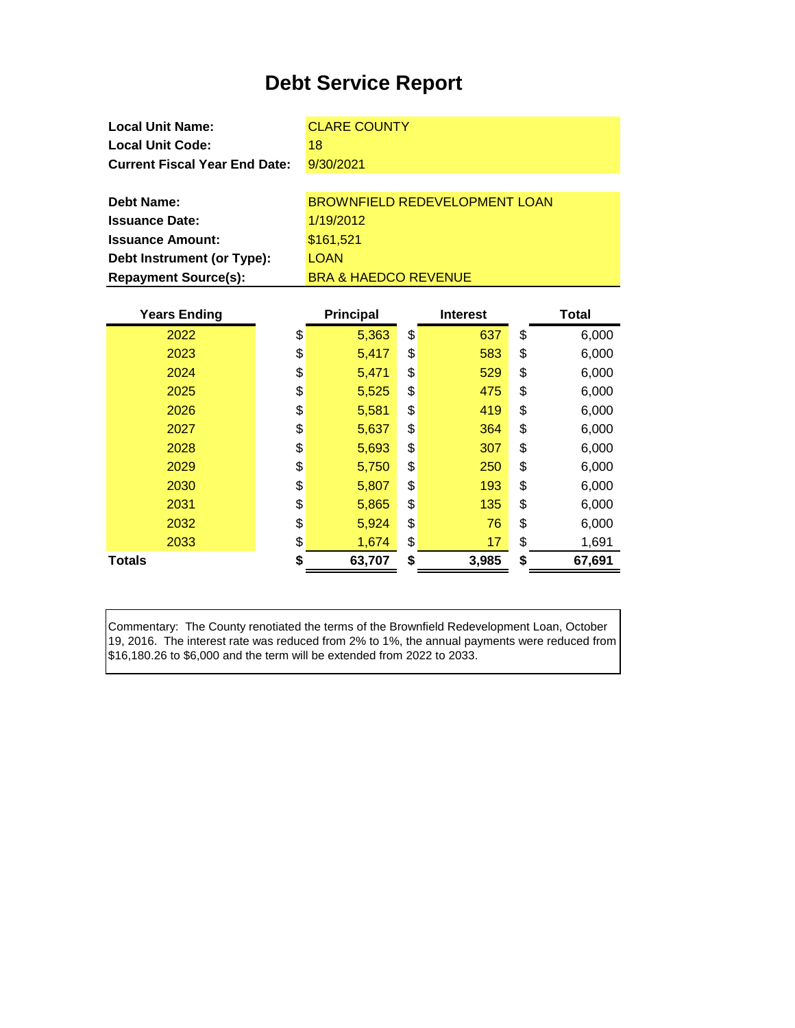# Debt Service Report

| | |
|---|---|
| **Local Unit Name:** | CLARE COUNTY |
| **Local Unit Code:** | 18 |
| **Current Fiscal Year End Date:** | 9/30/2021 |

| | |
|---|---|
| **Debt Name:** | BROWNFIELD REDEVELOPMENT LOAN |
| **Issuance Date:** | 1/19/2012 |
| **Issuance Amount:** | $161,521 |
| **Debt Instrument (or Type):** | LOAN |
| **Repayment Source(s):** | BRA & HAEDCO REVENUE |

| Years Ending | Principal | Interest | Total |
|---|---|---|---|
| 2022 | $ 5,363 | $ 637 | $ 6,000 |
| 2023 | $ 5,417 | $ 583 | $ 6,000 |
| 2024 | $ 5,471 | $ 529 | $ 6,000 |
| 2025 | $ 5,525 | $ 475 | $ 6,000 |
| 2026 | $ 5,581 | $ 419 | $ 6,000 |
| 2027 | $ 5,637 | $ 364 | $ 6,000 |
| 2028 | $ 5,693 | $ 307 | $ 6,000 |
| 2029 | $ 5,750 | $ 250 | $ 6,000 |
| 2030 | $ 5,807 | $ 193 | $ 6,000 |
| 2031 | $ 5,865 | $ 135 | $ 6,000 |
| 2032 | $ 5,924 | $ 76 | $ 6,000 |
| 2033 | $ 1,674 | $ 17 | $ 1,691 |
| **Totals** | **$ 63,707** | **$ 3,985** | **$ 67,691** |

Commentary: The County renotiated the terms of the Brownfield Redevelopment Loan, October 19, 2016. The interest rate was reduced from 2% to 1%, the annual payments were reduced from $16,180.26 to $6,000 and the term will be extended from 2022 to 2033.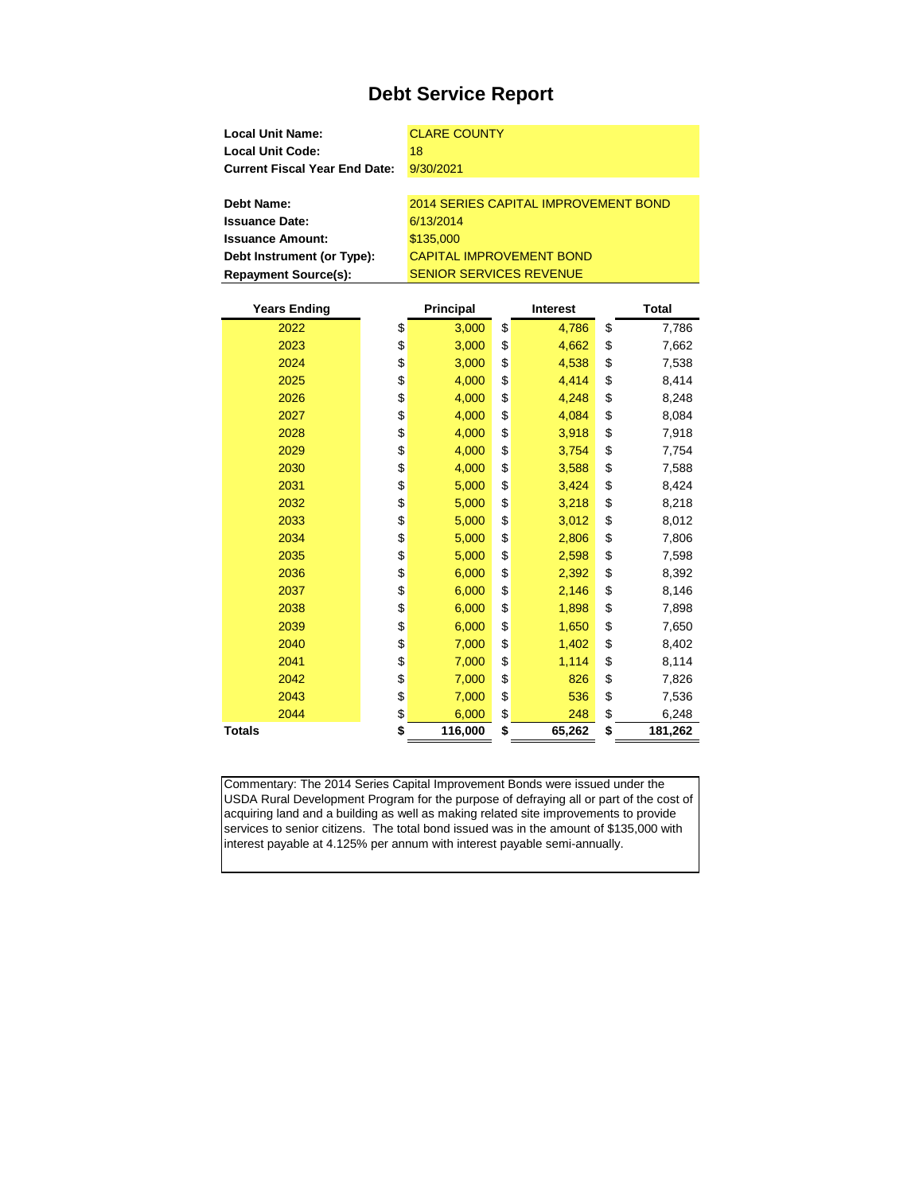# Debt Service Report

| | |
|---|---|
| **Local Unit Name:** | CLARE COUNTY |
| **Local Unit Code:** | 18 |
| **Current Fiscal Year End Date:** | 9/30/2021 |

| | |
|---|---|
| **Debt Name:** | 2014 SERIES CAPITAL IMPROVEMENT BOND |
| **Issuance Date:** | 6/13/2014 |
| **Issuance Amount:** | $135,000 |
| **Debt Instrument (or Type):** | CAPITAL IMPROVEMENT BOND |
| **Repayment Source(s):** | SENIOR SERVICES REVENUE |

| Years Ending | Principal | Interest | Total |
|---|---|---|---|
| 2022 | $ 3,000 | $ 4,786 | $ 7,786 |
| 2023 | $ 3,000 | $ 4,662 | $ 7,662 |
| 2024 | $ 3,000 | $ 4,538 | $ 7,538 |
| 2025 | $ 4,000 | $ 4,414 | $ 8,414 |
| 2026 | $ 4,000 | $ 4,248 | $ 8,248 |
| 2027 | $ 4,000 | $ 4,084 | $ 8,084 |
| 2028 | $ 4,000 | $ 3,918 | $ 7,918 |
| 2029 | $ 4,000 | $ 3,754 | $ 7,754 |
| 2030 | $ 4,000 | $ 3,588 | $ 7,588 |
| 2031 | $ 5,000 | $ 3,424 | $ 8,424 |
| 2032 | $ 5,000 | $ 3,218 | $ 8,218 |
| 2033 | $ 5,000 | $ 3,012 | $ 8,012 |
| 2034 | $ 5,000 | $ 2,806 | $ 7,806 |
| 2035 | $ 5,000 | $ 2,598 | $ 7,598 |
| 2036 | $ 6,000 | $ 2,392 | $ 8,392 |
| 2037 | $ 6,000 | $ 2,146 | $ 8,146 |
| 2038 | $ 6,000 | $ 1,898 | $ 7,898 |
| 2039 | $ 6,000 | $ 1,650 | $ 7,650 |
| 2040 | $ 7,000 | $ 1,402 | $ 8,402 |
| 2041 | $ 7,000 | $ 1,114 | $ 8,114 |
| 2042 | $ 7,000 | $ 826 | $ 7,826 |
| 2043 | $ 7,000 | $ 536 | $ 7,536 |
| 2044 | $ 6,000 | $ 248 | $ 6,248 |
| **Totals** | **$ 116,000** | **$ 65,262** | **$ 181,262** |

Commentary: The 2014 Series Capital Improvement Bonds were issued under the USDA Rural Development Program for the purpose of defraying all or part of the cost of acquiring land and a building as well as making related site improvements to provide services to senior citizens. The total bond issued was in the amount of $135,000 with interest payable at 4.125% per annum with interest payable semi-annually.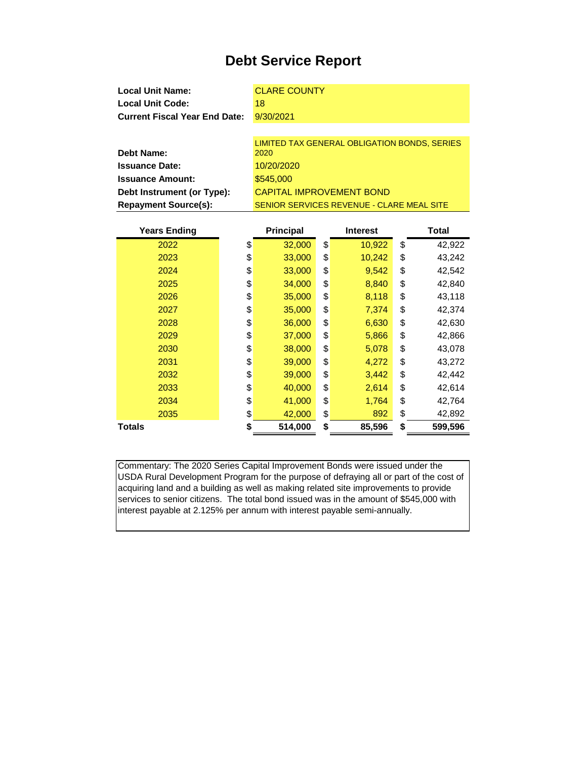# Debt Service Report

| | |
|---|---|
| **Local Unit Name:** | CLARE COUNTY |
| **Local Unit Code:** | 18 |
| **Current Fiscal Year End Date:** | 9/30/2021 |

| | |
|---|---|
| **Debt Name:** | LIMITED TAX GENERAL OBLIGATION BONDS, SERIES 2020 |
| **Issuance Date:** | 10/20/2020 |
| **Issuance Amount:** | $545,000 |
| **Debt Instrument (or Type):** | CAPITAL IMPROVEMENT BOND |
| **Repayment Source(s):** | SENIOR SERVICES REVENUE - CLARE MEAL SITE |

| Years Ending | Principal | Interest | Total |
|---|---|---|---|
| 2022 | $ 32,000 | $ 10,922 | $ 42,922 |
| 2023 | $ 33,000 | $ 10,242 | $ 43,242 |
| 2024 | $ 33,000 | $ 9,542 | $ 42,542 |
| 2025 | $ 34,000 | $ 8,840 | $ 42,840 |
| 2026 | $ 35,000 | $ 8,118 | $ 43,118 |
| 2027 | $ 35,000 | $ 7,374 | $ 42,374 |
| 2028 | $ 36,000 | $ 6,630 | $ 42,630 |
| 2029 | $ 37,000 | $ 5,866 | $ 42,866 |
| 2030 | $ 38,000 | $ 5,078 | $ 43,078 |
| 2031 | $ 39,000 | $ 4,272 | $ 43,272 |
| 2032 | $ 39,000 | $ 3,442 | $ 42,442 |
| 2033 | $ 40,000 | $ 2,614 | $ 42,614 |
| 2034 | $ 41,000 | $ 1,764 | $ 42,764 |
| 2035 | $ 42,000 | $ 892 | $ 42,892 |
| **Totals** | **$ 514,000** | **$ 85,596** | **$ 599,596** |

Commentary: The 2020 Series Capital Improvement Bonds were issued under the USDA Rural Development Program for the purpose of defraying all or part of the cost of acquiring land and a building as well as making related site improvements to provide services to senior citizens. The total bond issued was in the amount of $545,000 with interest payable at 2.125% per annum with interest payable semi-annually.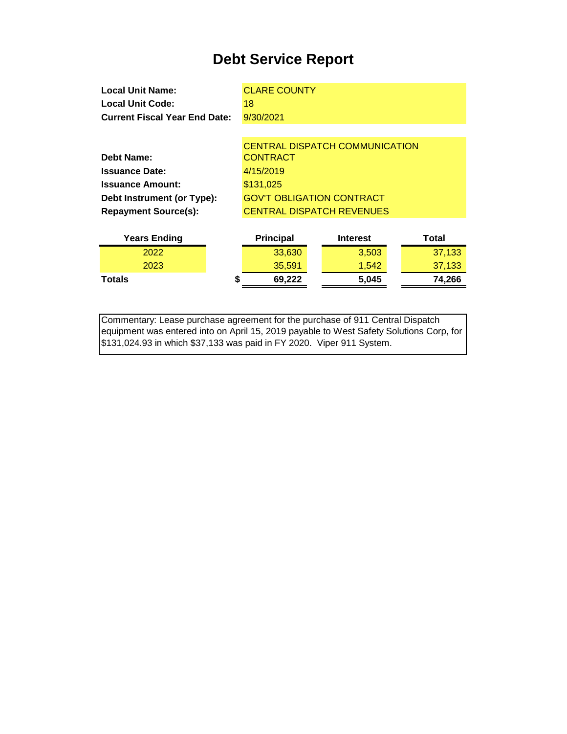# Debt Service Report

| | |
|---|---|
| **Local Unit Name:** | CLARE COUNTY |
| **Local Unit Code:** | 18 |
| **Current Fiscal Year End Date:** | 9/30/2021 |

| | |
|---|---|
| **Debt Name:** | CENTRAL DISPATCH COMMUNICATION CONTRACT |
| **Issuance Date:** | 4/15/2019 |
| **Issuance Amount:** | $131,025 |
| **Debt Instrument (or Type):** | GOV'T OBLIGATION CONTRACT |
| **Repayment Source(s):** | CENTRAL DISPATCH REVENUES |

| Years Ending | Principal | Interest | Total |
|---|---|---|---|
| 2022 | 33,630 | 3,503 | 37,133 |
| 2023 | 35,591 | 1,542 | 37,133 |
| **Totals** | **$ 69,222** | **5,045** | **74,266** |

Commentary: Lease purchase agreement for the purchase of 911 Central Dispatch equipment was entered into on April 15, 2019 payable to West Safety Solutions Corp, for $131,024.93 in which $37,133 was paid in FY 2020. Viper 911 System.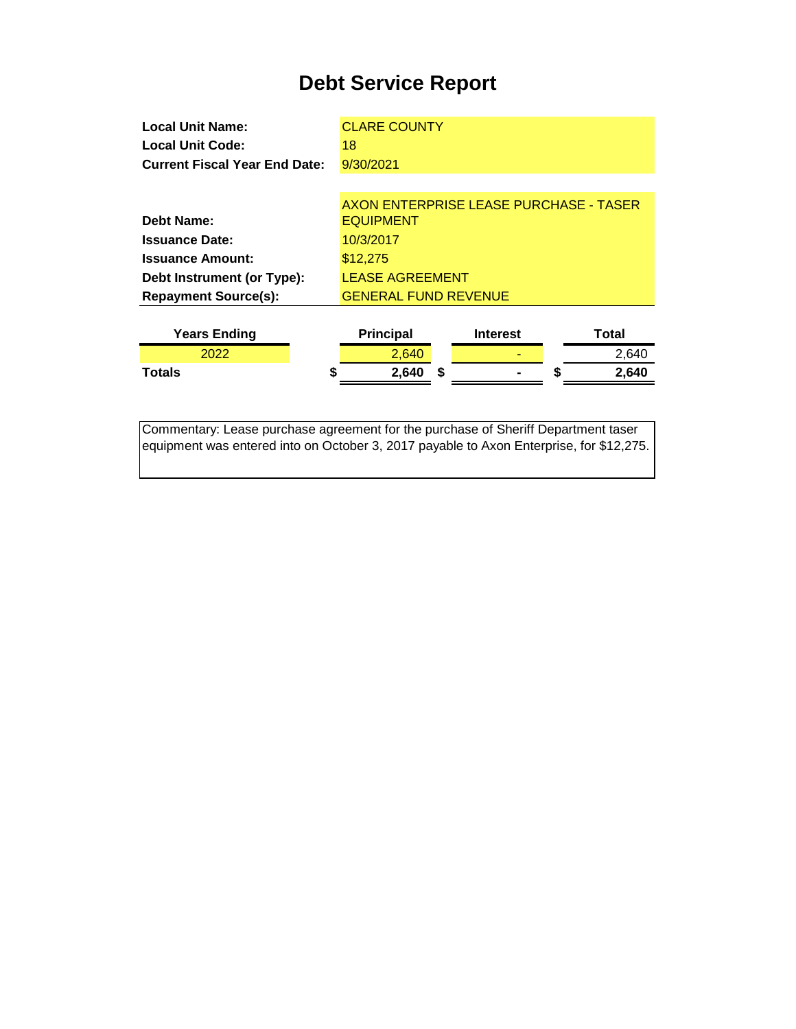# Debt Service Report

| | |
|---|---|
| **Local Unit Name:** | CLARE COUNTY |
| **Local Unit Code:** | 18 |
| **Current Fiscal Year End Date:** | 9/30/2021 |

| | |
|---|---|
| **Debt Name:** | AXON ENTERPRISE LEASE PURCHASE - TASER EQUIPMENT |
| **Issuance Date:** | 10/3/2017 |
| **Issuance Amount:** | $12,275 |
| **Debt Instrument (or Type):** | LEASE AGREEMENT |
| **Repayment Source(s):** | GENERAL FUND REVENUE |

| Years Ending | Principal | Interest | Total |
|---|---|---|---|
| 2022 | 2,640 | - | 2,640 |
| **Totals** | **$ 2,640** | **$ -** | **$ 2,640** |

Commentary: Lease purchase agreement for the purchase of Sheriff Department taser equipment was entered into on October 3, 2017 payable to Axon Enterprise, for $12,275.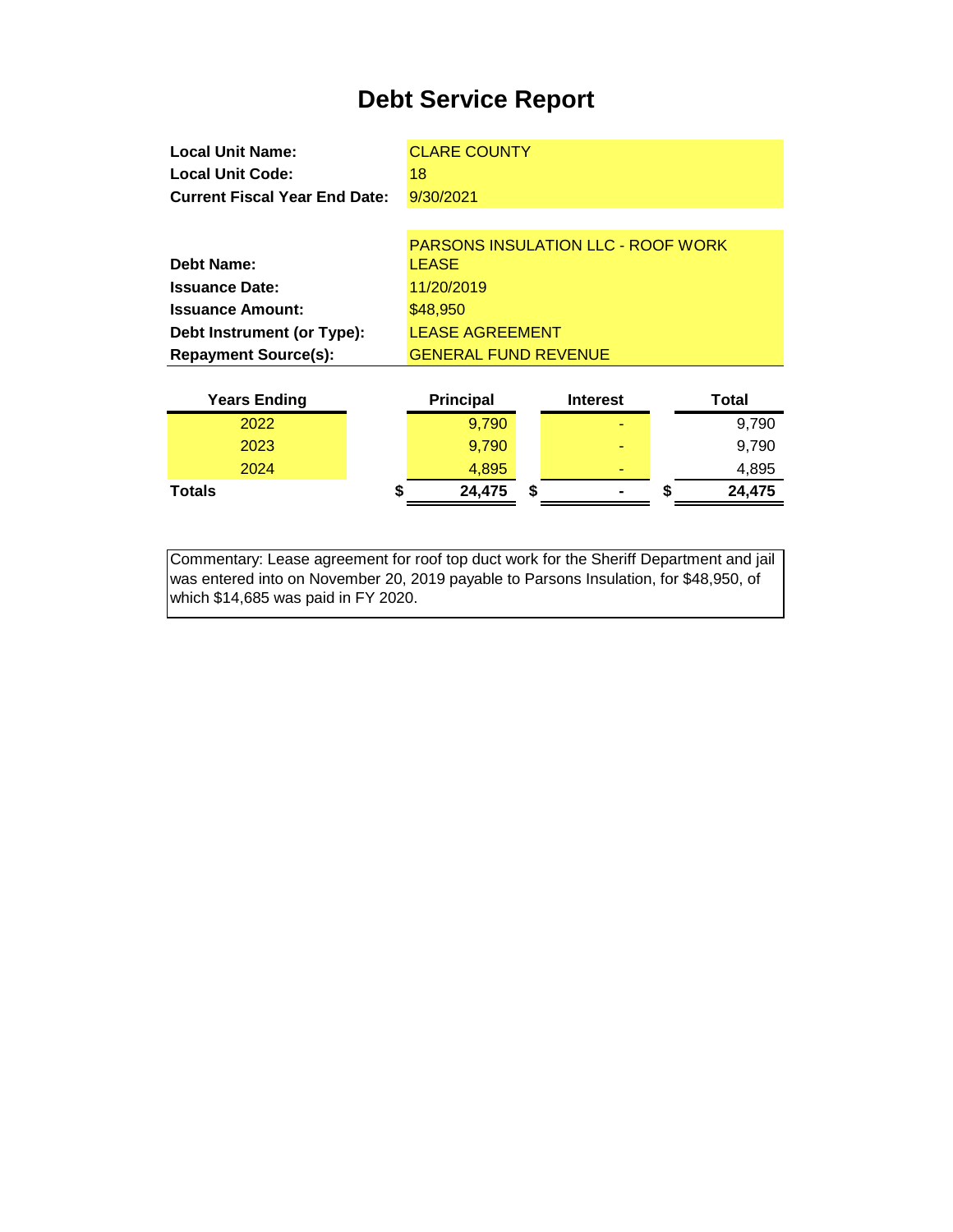# Debt Service Report

| | |
|---|---|
| **Local Unit Name:** | CLARE COUNTY |
| **Local Unit Code:** | 18 |
| **Current Fiscal Year End Date:** | 9/30/2021 |
| | |
| **Debt Name:** | PARSONS INSULATION LLC - ROOF WORK LEASE |
| **Issuance Date:** | 11/20/2019 |
| **Issuance Amount:** | $48,950 |
| **Debt Instrument (or Type):** | LEASE AGREEMENT |
| **Repayment Source(s):** | GENERAL FUND REVENUE |

| Years Ending | Principal | Interest | Total |
|---|---|---|---|
| 2022 | 9,790 | - | 9,790 |
| 2023 | 9,790 | - | 9,790 |
| 2024 | 4,895 | - | 4,895 |
| **Totals** | **$ 24,475** | **$ -** | **$ 24,475** |

Commentary: Lease agreement for roof top duct work for the Sheriff Department and jail was entered into on November 20, 2019 payable to Parsons Insulation, for $48,950, of which $14,685 was paid in FY 2020.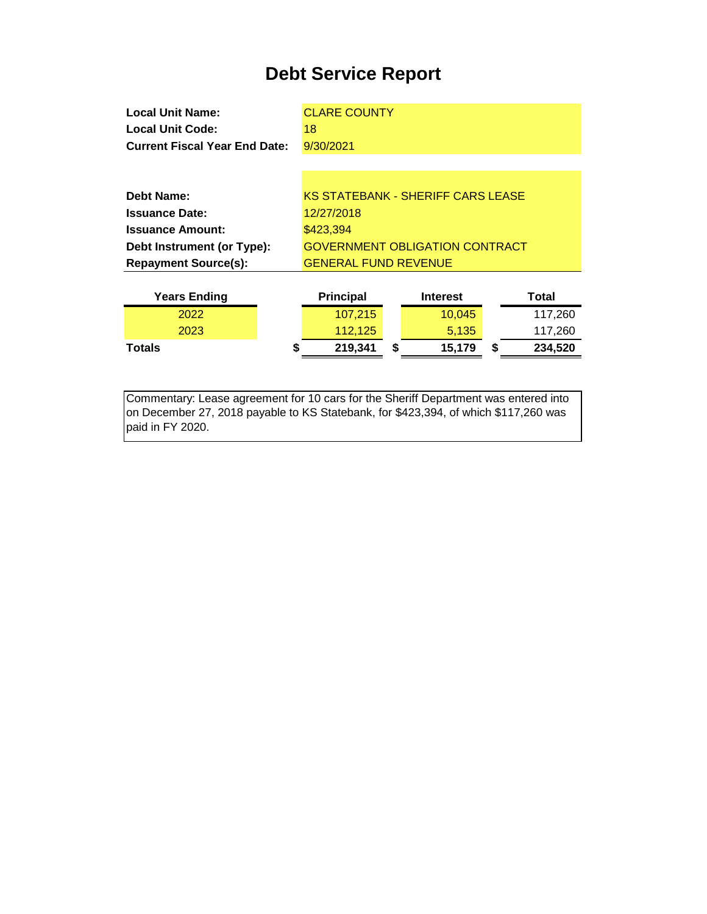# Debt Service Report

| | |
|---|---|
| **Local Unit Name:** | CLARE COUNTY |
| **Local Unit Code:** | 18 |
| **Current Fiscal Year End Date:** | 9/30/2021 |

| | |
|---|---|
| **Debt Name:** | KS STATEBANK - SHERIFF CARS LEASE |
| **Issuance Date:** | 12/27/2018 |
| **Issuance Amount:** | $423,394 |
| **Debt Instrument (or Type):** | GOVERNMENT OBLIGATION CONTRACT |
| **Repayment Source(s):** | GENERAL FUND REVENUE |

| Years Ending | Principal | Interest | Total |
|---|---|---|---|
| 2022 | 107,215 | 10,045 | 117,260 |
| 2023 | 112,125 | 5,135 | 117,260 |
| **Totals** | **$ 219,341** | **$ 15,179** | **$ 234,520** |

Commentary: Lease agreement for 10 cars for the Sheriff Department was entered into on December 27, 2018 payable to KS Statebank, for $423,394, of which $117,260 was paid in FY 2020.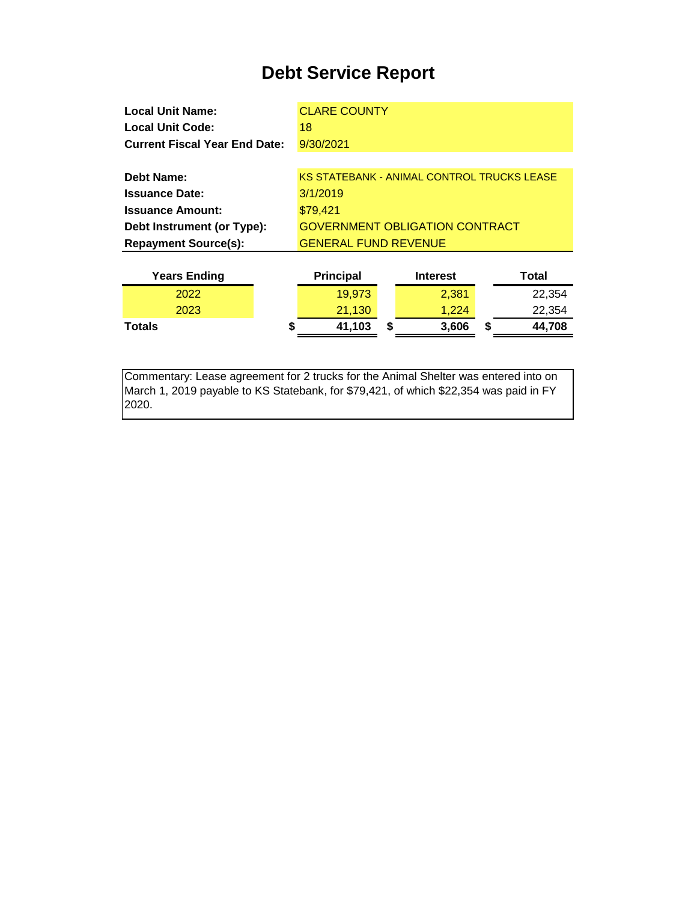# Debt Service Report

| | |
|---|---|
| **Local Unit Name:** | CLARE COUNTY |
| **Local Unit Code:** | 18 |
| **Current Fiscal Year End Date:** | 9/30/2021 |

| | |
|---|---|
| **Debt Name:** | KS STATEBANK - ANIMAL CONTROL TRUCKS LEASE |
| **Issuance Date:** | 3/1/2019 |
| **Issuance Amount:** | $79,421 |
| **Debt Instrument (or Type):** | GOVERNMENT OBLIGATION CONTRACT |
| **Repayment Source(s):** | GENERAL FUND REVENUE |

| Years Ending | Principal | Interest | Total |
|---|---|---|---|
| 2022 | 19,973 | 2,381 | 22,354 |
| 2023 | 21,130 | 1,224 | 22,354 |
| **Totals** | **$ 41,103** | **$ 3,606** | **$ 44,708** |

Commentary: Lease agreement for 2 trucks for the Animal Shelter was entered into on March 1, 2019 payable to KS Statebank, for $79,421, of which $22,354 was paid in FY 2020.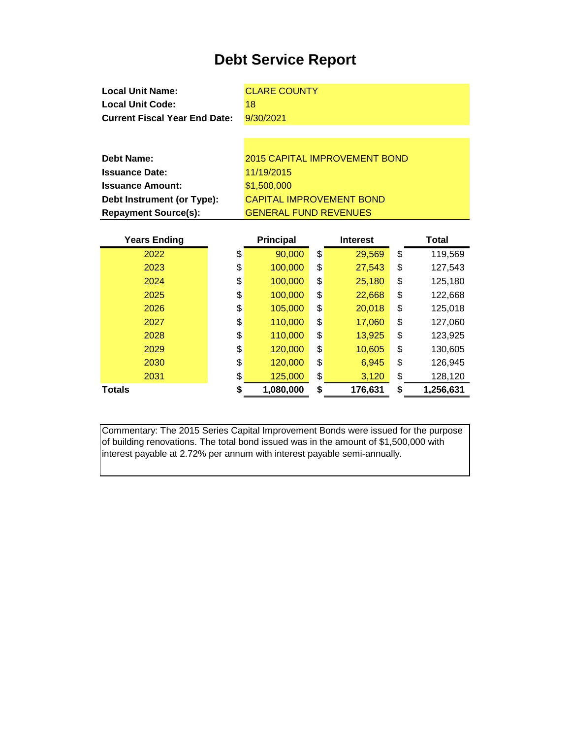# Debt Service Report

**Local Unit Name:** CLARE COUNTY
**Local Unit Code:** 18
**Current Fiscal Year End Date:** 9/30/2021

**Debt Name:** 2015 CAPITAL IMPROVEMENT BOND
**Issuance Date:** 11/19/2015
**Issuance Amount:** $1,500,000
**Debt Instrument (or Type):** CAPITAL IMPROVEMENT BOND
**Repayment Source(s):** GENERAL FUND REVENUES

| Years Ending | Principal | Interest | Total |
|---|---|---|---|
| 2022 | $ 90,000 | $ 29,569 | $ 119,569 |
| 2023 | $ 100,000 | $ 27,543 | $ 127,543 |
| 2024 | $ 100,000 | $ 25,180 | $ 125,180 |
| 2025 | $ 100,000 | $ 22,668 | $ 122,668 |
| 2026 | $ 105,000 | $ 20,018 | $ 125,018 |
| 2027 | $ 110,000 | $ 17,060 | $ 127,060 |
| 2028 | $ 110,000 | $ 13,925 | $ 123,925 |
| 2029 | $ 120,000 | $ 10,605 | $ 130,605 |
| 2030 | $ 120,000 | $ 6,945 | $ 126,945 |
| 2031 | $ 125,000 | $ 3,120 | $ 128,120 |
| **Totals** | **$ 1,080,000** | **$ 176,631** | **$ 1,256,631** |

Commentary: The 2015 Series Capital Improvement Bonds were issued for the purpose of building renovations. The total bond issued was in the amount of $1,500,000 with interest payable at 2.72% per annum with interest payable semi-annually.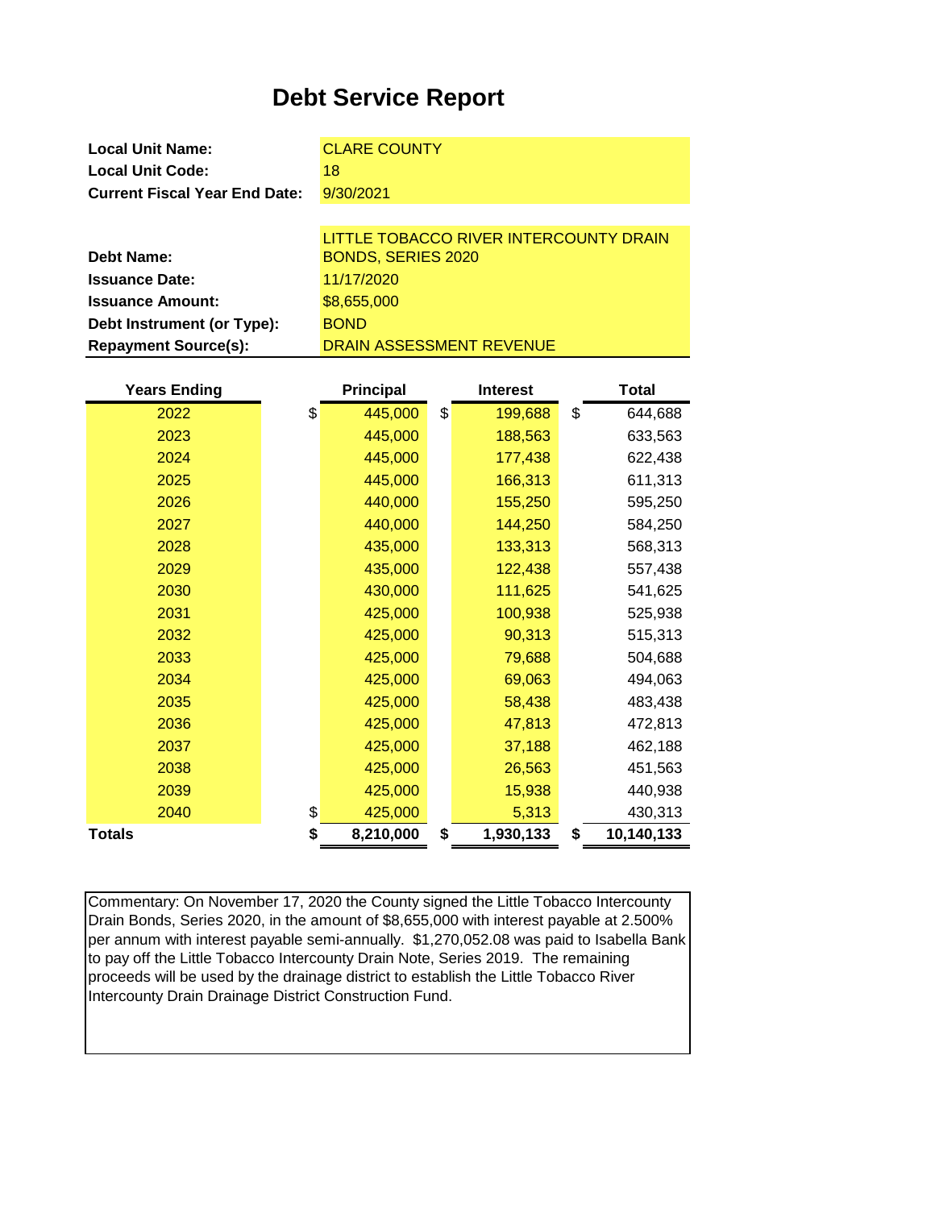# Debt Service Report

| | |
|---|---|
| **Local Unit Name:** | CLARE COUNTY |
| **Local Unit Code:** | 18 |
| **Current Fiscal Year End Date:** | 9/30/2021 |

| | |
|---|---|
| **Debt Name:** | LITTLE TOBACCO RIVER INTERCOUNTY DRAIN BONDS, SERIES 2020 |
| **Issuance Date:** | 11/17/2020 |
| **Issuance Amount:** | $8,655,000 |
| **Debt Instrument (or Type):** | BOND |
| **Repayment Source(s):** | DRAIN ASSESSMENT REVENUE |

| Years Ending | Principal | Interest | Total |
|---|---|---|---|
| 2022 | $ 445,000 | $ 199,688 | $ 644,688 |
| 2023 | 445,000 | 188,563 | 633,563 |
| 2024 | 445,000 | 177,438 | 622,438 |
| 2025 | 445,000 | 166,313 | 611,313 |
| 2026 | 440,000 | 155,250 | 595,250 |
| 2027 | 440,000 | 144,250 | 584,250 |
| 2028 | 435,000 | 133,313 | 568,313 |
| 2029 | 435,000 | 122,438 | 557,438 |
| 2030 | 430,000 | 111,625 | 541,625 |
| 2031 | 425,000 | 100,938 | 525,938 |
| 2032 | 425,000 | 90,313 | 515,313 |
| 2033 | 425,000 | 79,688 | 504,688 |
| 2034 | 425,000 | 69,063 | 494,063 |
| 2035 | 425,000 | 58,438 | 483,438 |
| 2036 | 425,000 | 47,813 | 472,813 |
| 2037 | 425,000 | 37,188 | 462,188 |
| 2038 | 425,000 | 26,563 | 451,563 |
| 2039 | 425,000 | 15,938 | 440,938 |
| 2040 | $ 425,000 | 5,313 | 430,313 |
| **Totals** | **$ 8,210,000** | **$ 1,930,133** | **$ 10,140,133** |

Commentary: On November 17, 2020 the County signed the Little Tobacco Intercounty Drain Bonds, Series 2020, in the amount of $8,655,000 with interest payable at 2.500% per annum with interest payable semi-annually. $1,270,052.08 was paid to Isabella Bank to pay off the Little Tobacco Intercounty Drain Note, Series 2019. The remaining proceeds will be used by the drainage district to establish the Little Tobacco River Intercounty Drain Drainage District Construction Fund.